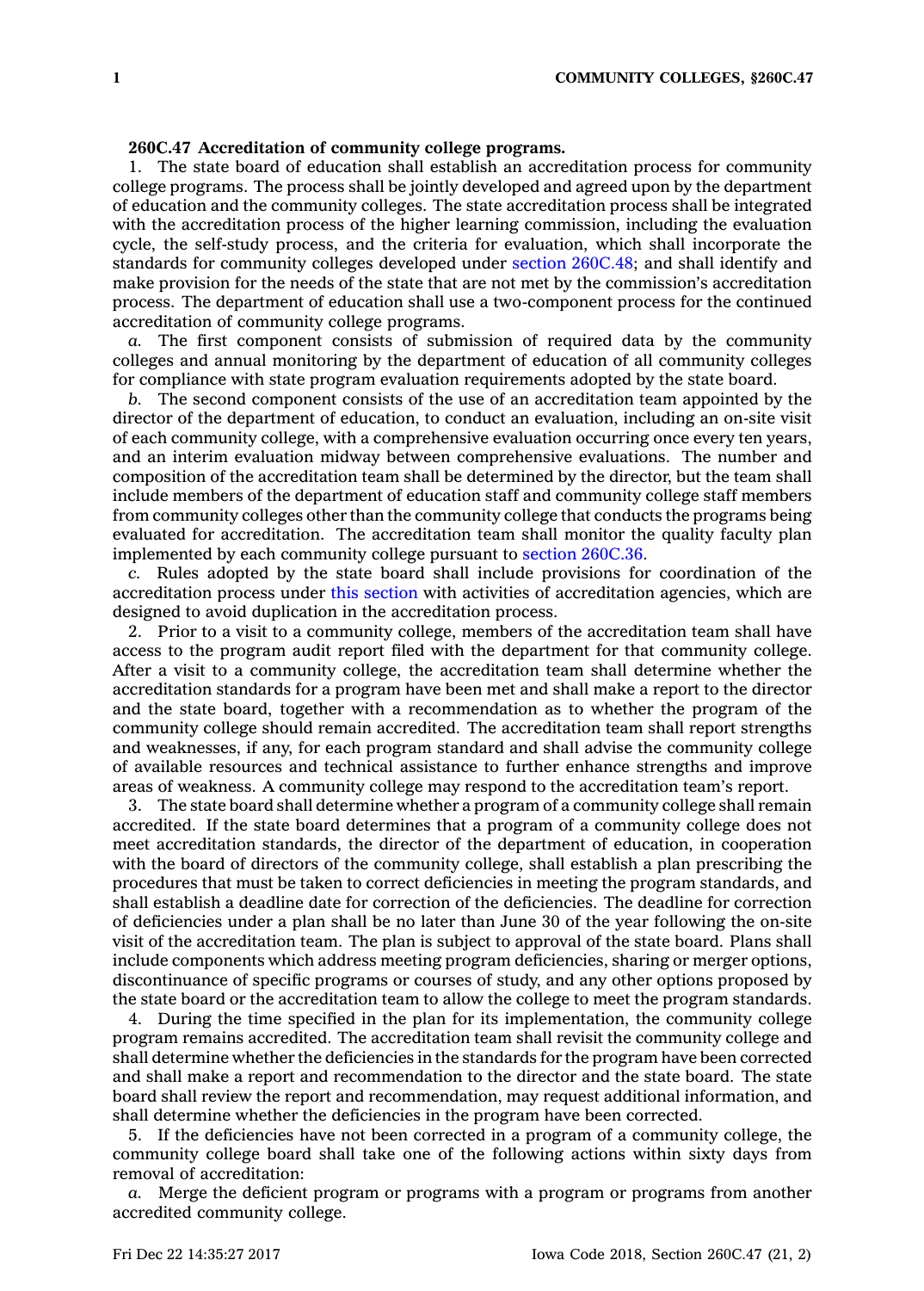**260C.47 Accreditation of community college programs.**

1. The state board of education shall establish an accreditation process for community college programs. The process shall be jointly developed and agreed upon by the department of education and the community colleges. The state accreditation process shall be integrated with the accreditation process of the higher learning commission, including the evaluation cycle, the self-study process, and the criteria for evaluation, which shall incorporate the standards for community colleges developed under section 260C.48; and shall identify and make provision for the needs of the state that are not met by the commission's accreditation process. The department of education shall use a two-component process for the continued accreditation of community college programs.

*a.* The first component consists of submission of required data by the community colleges and annual monitoring by the department of education of all community colleges for compliance with state program evaluation requirements adopted by the state board.

*b.* The second component consists of the use of an accreditation team appointed by the director of the department of education, to conduct an evaluation, including an on-site visit of each community college, with a comprehensive evaluation occurring once every ten years, and an interim evaluation midway between comprehensive evaluations. The number and composition of the accreditation team shall be determined by the director, but the team shall include members of the department of education staff and community college staff members from community colleges other than the community college that conducts the programs being evaluated for accreditation. The accreditation team shall monitor the quality faculty plan implemented by each community college pursuant to section 260C.36.

*c.* Rules adopted by the state board shall include provisions for coordination of the accreditation process under this section with activities of accreditation agencies, which are designed to avoid duplication in the accreditation process.

2. Prior to a visit to a community college, members of the accreditation team shall have access to the program audit report filed with the department for that community college. After a visit to a community college, the accreditation team shall determine whether the accreditation standards for a program have been met and shall make a report to the director and the state board, together with a recommendation as to whether the program of the community college should remain accredited. The accreditation team shall report strengths and weaknesses, if any, for each program standard and shall advise the community college of available resources and technical assistance to further enhance strengths and improve areas of weakness. A community college may respond to the accreditation team's report.

3. The state board shall determine whether a program of a community college shall remain accredited. If the state board determines that a program of a community college does not meet accreditation standards, the director of the department of education, in cooperation with the board of directors of the community college, shall establish a plan prescribing the procedures that must be taken to correct deficiencies in meeting the program standards, and shall establish a deadline date for correction of the deficiencies. The deadline for correction of deficiencies under a plan shall be no later than June 30 of the year following the on-site visit of the accreditation team. The plan is subject to approval of the state board. Plans shall include components which address meeting program deficiencies, sharing or merger options, discontinuance of specific programs or courses of study, and any other options proposed by the state board or the accreditation team to allow the college to meet the program standards.

4. During the time specified in the plan for its implementation, the community college program remains accredited. The accreditation team shall revisit the community college and shall determine whether the deficiencies in the standards for the program have been corrected and shall make a report and recommendation to the director and the state board. The state board shall review the report and recommendation, may request additional information, and shall determine whether the deficiencies in the program have been corrected.

5. If the deficiencies have not been corrected in a program of a community college, the community college board shall take one of the following actions within sixty days from removal of accreditation:

*a.* Merge the deficient program or programs with a program or programs from another accredited community college.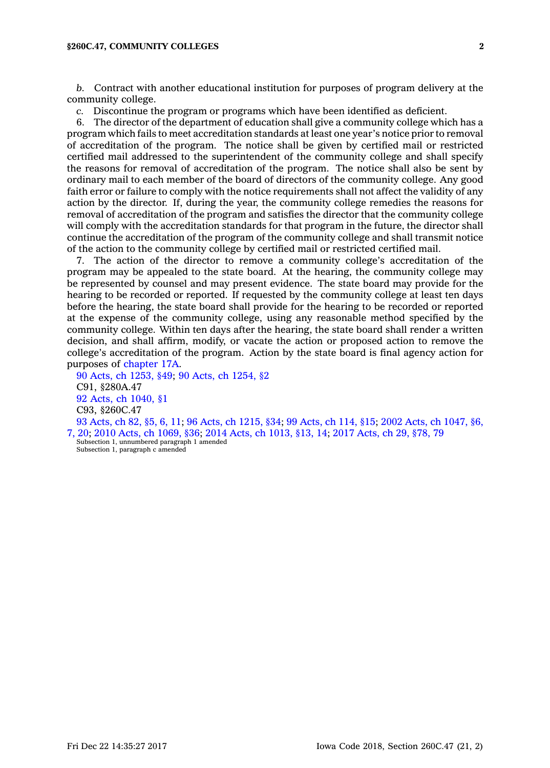*b.* Contract with another educational institution for purposes of program delivery at the community college.

*c.* Discontinue the program or programs which have been identified as deficient.

6. The director of the department of education shall give a community college which has a program which fails to meet accreditation standards at least one year's notice prior to removal of accreditation of the program. The notice shall be given by certified mail or restricted certified mail addressed to the superintendent of the community college and shall specify the reasons for removal of accreditation of the program. The notice shall also be sent by ordinary mail to each member of the board of directors of the community college. Any good faith error or failure to comply with the notice requirements shall not affect the validity of any action by the director. If, during the year, the community college remedies the reasons for removal of accreditation of the program and satisfies the director that the community college will comply with the accreditation standards for that program in the future, the director shall continue the accreditation of the program of the community college and shall transmit notice of the action to the community college by certified mail or restricted certified mail.

7. The action of the director to remove a community college's accreditation of the program may be appealed to the state board. At the hearing, the community college may be represented by counsel and may present evidence. The state board may provide for the hearing to be recorded or reported. If requested by the community college at least ten days before the hearing, the state board shall provide for the hearing to be recorded or reported at the expense of the community college, using any reasonable method specified by the community college. Within ten days after the hearing, the state board shall render a written decision, and shall affirm, modify, or vacate the action or proposed action to remove the college's accreditation of the program. Action by the state board is final agency action for purposes of chapter 17A.

90 Acts, ch 1253, §49; 90 Acts, ch 1254, §2
C91, §280A.47
92 Acts, ch 1040, §1
C93, §260C.47
93 Acts, ch 82, §5, 6, 11; 96 Acts, ch 1215, §34; 99 Acts, ch 114, §15; 2002 Acts, ch 1047, §6, 7, 20; 2010 Acts, ch 1069, §36; 2014 Acts, ch 1013, §13, 14; 2017 Acts, ch 29, §78, 79
Subsection 1, unnumbered paragraph 1 amended
Subsection 1, paragraph c amended